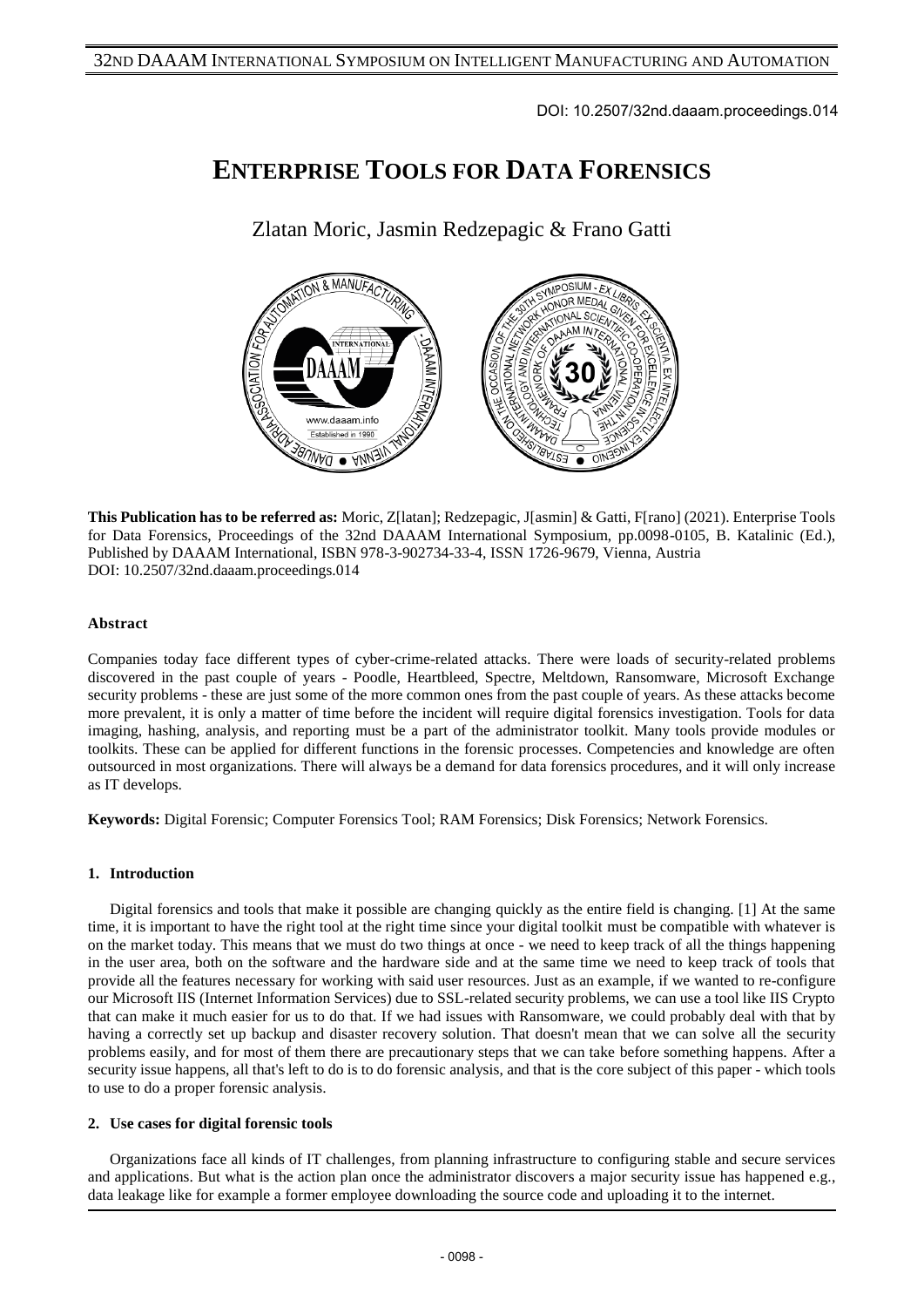DOI: 10.2507/32nd.daaam.proceedings.014

# ENTERPRISE TOOLS FOR DATA FORENSICS

Zlatan Moric, Jasmin Redzepagic & Frano Gatti

**This Publication has to be referred as:** Moric, Z[latan]; Redzepagic, J[asmin] & Gatti, F[rano] (2021). Enterprise Tools for Data Forensics, Proceedings of the 32nd DAAAM International Symposium, pp.0098-0105, B. Katalinic (Ed.), Published by DAAAM International, ISBN 978-3-902734-33-4, ISSN 1726-9679, Vienna, Austria
DOI: 10.2507/32nd.daaam.proceedings.014

### Abstract

Companies today face different types of cyber-crime-related attacks. There were loads of security-related problems discovered in the past couple of years - Poodle, Heartbleed, Spectre, Meltdown, Ransomware, Microsoft Exchange security problems - these are just some of the more common ones from the past couple of years. As these attacks become more prevalent, it is only a matter of time before the incident will require digital forensics investigation. Tools for data imaging, hashing, analysis, and reporting must be a part of the administrator toolkit. Many tools provide modules or toolkits. These can be applied for different functions in the forensic processes. Competencies and knowledge are often outsourced in most organizations. There will always be a demand for data forensics procedures, and it will only increase as IT develops.

**Keywords:** Digital Forensic; Computer Forensics Tool; RAM Forensics; Disk Forensics; Network Forensics.

## 1. Introduction

Digital forensics and tools that make it possible are changing quickly as the entire field is changing. [1] At the same time, it is important to have the right tool at the right time since your digital toolkit must be compatible with whatever is on the market today. This means that we must do two things at once - we need to keep track of all the things happening in the user area, both on the software and the hardware side and at the same time we need to keep track of tools that provide all the features necessary for working with said user resources. Just as an example, if we wanted to re-configure our Microsoft IIS (Internet Information Services) due to SSL-related security problems, we can use a tool like IIS Crypto that can make it much easier for us to do that. If we had issues with Ransomware, we could probably deal with that by having a correctly set up backup and disaster recovery solution. That doesn't mean that we can solve all the security problems easily, and for most of them there are precautionary steps that we can take before something happens. After a security issue happens, all that's left to do is to do forensic analysis, and that is the core subject of this paper - which tools to use to do a proper forensic analysis.

## 2. Use cases for digital forensic tools

Organizations face all kinds of IT challenges, from planning infrastructure to configuring stable and secure services and applications. But what is the action plan once the administrator discovers a major security issue has happened e.g., data leakage like for example a former employee downloading the source code and uploading it to the internet.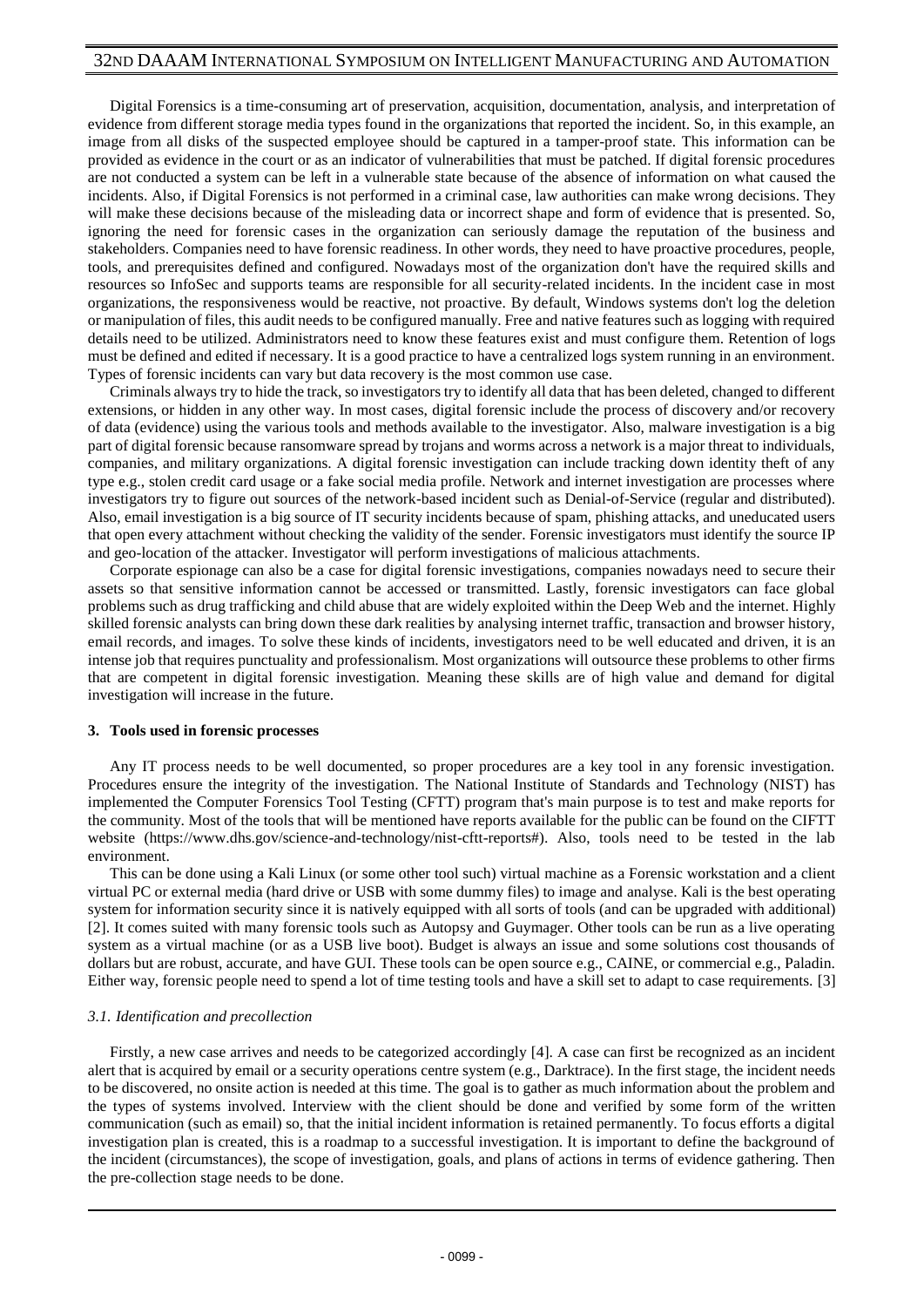Digital Forensics is a time-consuming art of preservation, acquisition, documentation, analysis, and interpretation of evidence from different storage media types found in the organizations that reported the incident. So, in this example, an image from all disks of the suspected employee should be captured in a tamper-proof state. This information can be provided as evidence in the court or as an indicator of vulnerabilities that must be patched. If digital forensic procedures are not conducted a system can be left in a vulnerable state because of the absence of information on what caused the incidents. Also, if Digital Forensics is not performed in a criminal case, law authorities can make wrong decisions. They will make these decisions because of the misleading data or incorrect shape and form of evidence that is presented. So, ignoring the need for forensic cases in the organization can seriously damage the reputation of the business and stakeholders. Companies need to have forensic readiness. In other words, they need to have proactive procedures, people, tools, and prerequisites defined and configured. Nowadays most of the organization don't have the required skills and resources so InfoSec and supports teams are responsible for all security-related incidents. In the incident case in most organizations, the responsiveness would be reactive, not proactive. By default, Windows systems don't log the deletion or manipulation of files, this audit needs to be configured manually. Free and native features such as logging with required details need to be utilized. Administrators need to know these features exist and must configure them. Retention of logs must be defined and edited if necessary. It is a good practice to have a centralized logs system running in an environment. Types of forensic incidents can vary but data recovery is the most common use case.

Criminals always try to hide the track, so investigators try to identify all data that has been deleted, changed to different extensions, or hidden in any other way. In most cases, digital forensic include the process of discovery and/or recovery of data (evidence) using the various tools and methods available to the investigator. Also, malware investigation is a big part of digital forensic because ransomware spread by trojans and worms across a network is a major threat to individuals, companies, and military organizations. A digital forensic investigation can include tracking down identity theft of any type e.g., stolen credit card usage or a fake social media profile. Network and internet investigation are processes where investigators try to figure out sources of the network-based incident such as Denial-of-Service (regular and distributed). Also, email investigation is a big source of IT security incidents because of spam, phishing attacks, and uneducated users that open every attachment without checking the validity of the sender. Forensic investigators must identify the source IP and geo-location of the attacker. Investigator will perform investigations of malicious attachments.

Corporate espionage can also be a case for digital forensic investigations, companies nowadays need to secure their assets so that sensitive information cannot be accessed or transmitted. Lastly, forensic investigators can face global problems such as drug trafficking and child abuse that are widely exploited within the Deep Web and the internet. Highly skilled forensic analysts can bring down these dark realities by analysing internet traffic, transaction and browser history, email records, and images. To solve these kinds of incidents, investigators need to be well educated and driven, it is an intense job that requires punctuality and professionalism. Most organizations will outsource these problems to other firms that are competent in digital forensic investigation. Meaning these skills are of high value and demand for digital investigation will increase in the future.

## 3. Tools used in forensic processes

Any IT process needs to be well documented, so proper procedures are a key tool in any forensic investigation. Procedures ensure the integrity of the investigation. The National Institute of Standards and Technology (NIST) has implemented the Computer Forensics Tool Testing (CFTT) program that's main purpose is to test and make reports for the community. Most of the tools that will be mentioned have reports available for the public can be found on the CIFTT website (https://www.dhs.gov/science-and-technology/nist-cftt-reports#). Also, tools need to be tested in the lab environment.

This can be done using a Kali Linux (or some other tool such) virtual machine as a Forensic workstation and a client virtual PC or external media (hard drive or USB with some dummy files) to image and analyse. Kali is the best operating system for information security since it is natively equipped with all sorts of tools (and can be upgraded with additional) [2]. It comes suited with many forensic tools such as Autopsy and Guymager. Other tools can be run as a live operating system as a virtual machine (or as a USB live boot). Budget is always an issue and some solutions cost thousands of dollars but are robust, accurate, and have GUI. These tools can be open source e.g., CAINE, or commercial e.g., Paladin. Either way, forensic people need to spend a lot of time testing tools and have a skill set to adapt to case requirements. [3]

### *3.1. Identification and precollection*

Firstly, a new case arrives and needs to be categorized accordingly [4]. A case can first be recognized as an incident alert that is acquired by email or a security operations centre system (e.g., Darktrace). In the first stage, the incident needs to be discovered, no onsite action is needed at this time. The goal is to gather as much information about the problem and the types of systems involved. Interview with the client should be done and verified by some form of the written communication (such as email) so, that the initial incident information is retained permanently. To focus efforts a digital investigation plan is created, this is a roadmap to a successful investigation. It is important to define the background of the incident (circumstances), the scope of investigation, goals, and plans of actions in terms of evidence gathering. Then the pre-collection stage needs to be done.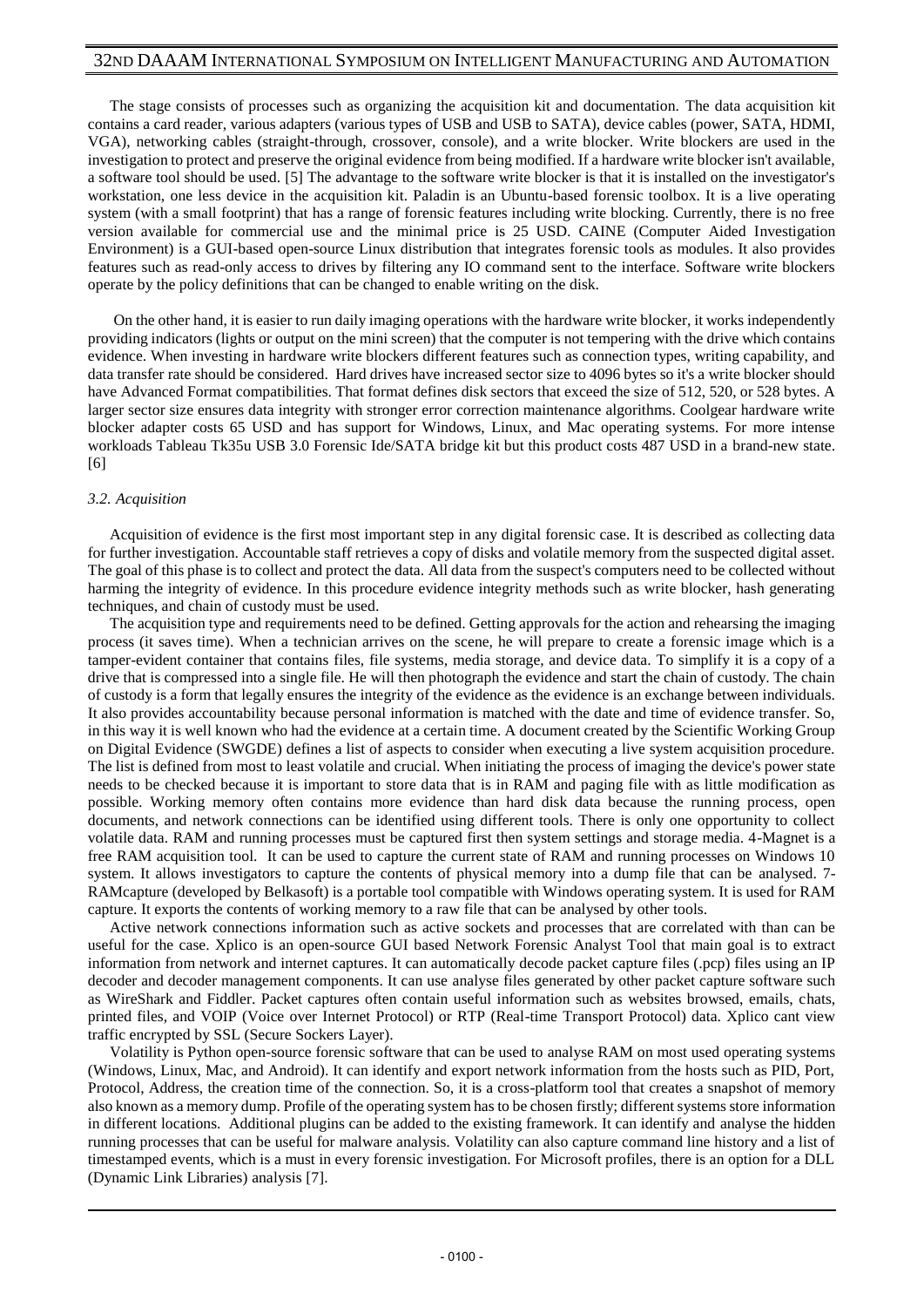The stage consists of processes such as organizing the acquisition kit and documentation. The data acquisition kit contains a card reader, various adapters (various types of USB and USB to SATA), device cables (power, SATA, HDMI, VGA), networking cables (straight-through, crossover, console), and a write blocker. Write blockers are used in the investigation to protect and preserve the original evidence from being modified. If a hardware write blocker isn't available, a software tool should be used. [5] The advantage to the software write blocker is that it is installed on the investigator's workstation, one less device in the acquisition kit. Paladin is an Ubuntu-based forensic toolbox. It is a live operating system (with a small footprint) that has a range of forensic features including write blocking. Currently, there is no free version available for commercial use and the minimal price is 25 USD. CAINE (Computer Aided Investigation Environment) is a GUI-based open-source Linux distribution that integrates forensic tools as modules. It also provides features such as read-only access to drives by filtering any IO command sent to the interface. Software write blockers operate by the policy definitions that can be changed to enable writing on the disk.

On the other hand, it is easier to run daily imaging operations with the hardware write blocker, it works independently providing indicators (lights or output on the mini screen) that the computer is not tempering with the drive which contains evidence. When investing in hardware write blockers different features such as connection types, writing capability, and data transfer rate should be considered. Hard drives have increased sector size to 4096 bytes so it's a write blocker should have Advanced Format compatibilities. That format defines disk sectors that exceed the size of 512, 520, or 528 bytes. A larger sector size ensures data integrity with stronger error correction maintenance algorithms. Coolgear hardware write blocker adapter costs 65 USD and has support for Windows, Linux, and Mac operating systems. For more intense workloads Tableau Tk35u USB 3.0 Forensic Ide/SATA bridge kit but this product costs 487 USD in a brand-new state. [6]

### *3.2. Acquisition*

Acquisition of evidence is the first most important step in any digital forensic case. It is described as collecting data for further investigation. Accountable staff retrieves a copy of disks and volatile memory from the suspected digital asset. The goal of this phase is to collect and protect the data. All data from the suspect's computers need to be collected without harming the integrity of evidence. In this procedure evidence integrity methods such as write blocker, hash generating techniques, and chain of custody must be used.

The acquisition type and requirements need to be defined. Getting approvals for the action and rehearsing the imaging process (it saves time). When a technician arrives on the scene, he will prepare to create a forensic image which is a tamper-evident container that contains files, file systems, media storage, and device data. To simplify it is a copy of a drive that is compressed into a single file. He will then photograph the evidence and start the chain of custody. The chain of custody is a form that legally ensures the integrity of the evidence as the evidence is an exchange between individuals. It also provides accountability because personal information is matched with the date and time of evidence transfer. So, in this way it is well known who had the evidence at a certain time. A document created by the Scientific Working Group on Digital Evidence (SWGDE) defines a list of aspects to consider when executing a live system acquisition procedure. The list is defined from most to least volatile and crucial. When initiating the process of imaging the device's power state needs to be checked because it is important to store data that is in RAM and paging file with as little modification as possible. Working memory often contains more evidence than hard disk data because the running process, open documents, and network connections can be identified using different tools. There is only one opportunity to collect volatile data. RAM and running processes must be captured first then system settings and storage media. 4-Magnet is a free RAM acquisition tool. It can be used to capture the current state of RAM and running processes on Windows 10 system. It allows investigators to capture the contents of physical memory into a dump file that can be analysed. 7-RAMcapture (developed by Belkasoft) is a portable tool compatible with Windows operating system. It is used for RAM capture. It exports the contents of working memory to a raw file that can be analysed by other tools.

Active network connections information such as active sockets and processes that are correlated with than can be useful for the case. Xplico is an open-source GUI based Network Forensic Analyst Tool that main goal is to extract information from network and internet captures. It can automatically decode packet capture files (.pcp) files using an IP decoder and decoder management components. It can use analyse files generated by other packet capture software such as WireShark and Fiddler. Packet captures often contain useful information such as websites browsed, emails, chats, printed files, and VOIP (Voice over Internet Protocol) or RTP (Real-time Transport Protocol) data. Xplico cant view traffic encrypted by SSL (Secure Sockers Layer).

Volatility is Python open-source forensic software that can be used to analyse RAM on most used operating systems (Windows, Linux, Mac, and Android). It can identify and export network information from the hosts such as PID, Port, Protocol, Address, the creation time of the connection. So, it is a cross-platform tool that creates a snapshot of memory also known as a memory dump. Profile of the operating system has to be chosen firstly; different systems store information in different locations. Additional plugins can be added to the existing framework. It can identify and analyse the hidden running processes that can be useful for malware analysis. Volatility can also capture command line history and a list of timestamped events, which is a must in every forensic investigation. For Microsoft profiles, there is an option for a DLL (Dynamic Link Libraries) analysis [7].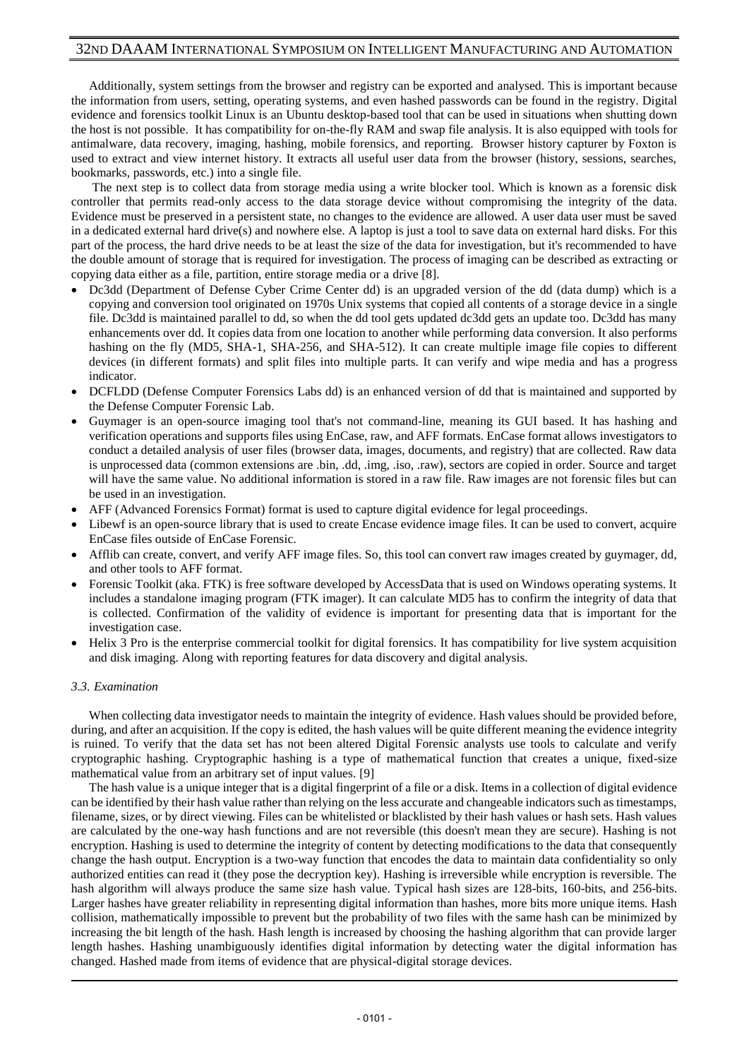Additionally, system settings from the browser and registry can be exported and analysed. This is important because the information from users, setting, operating systems, and even hashed passwords can be found in the registry. Digital evidence and forensics toolkit Linux is an Ubuntu desktop-based tool that can be used in situations when shutting down the host is not possible. It has compatibility for on-the-fly RAM and swap file analysis. It is also equipped with tools for antimalware, data recovery, imaging, hashing, mobile forensics, and reporting. Browser history capturer by Foxton is used to extract and view internet history. It extracts all useful user data from the browser (history, sessions, searches, bookmarks, passwords, etc.) into a single file.

The next step is to collect data from storage media using a write blocker tool. Which is known as a forensic disk controller that permits read-only access to the data storage device without compromising the integrity of the data. Evidence must be preserved in a persistent state, no changes to the evidence are allowed. A user data user must be saved in a dedicated external hard drive(s) and nowhere else. A laptop is just a tool to save data on external hard disks. For this part of the process, the hard drive needs to be at least the size of the data for investigation, but it's recommended to have the double amount of storage that is required for investigation. The process of imaging can be described as extracting or copying data either as a file, partition, entire storage media or a drive [8].

- Dc3dd (Department of Defense Cyber Crime Center dd) is an upgraded version of the dd (data dump) which is a copying and conversion tool originated on 1970s Unix systems that copied all contents of a storage device in a single file. Dc3dd is maintained parallel to dd, so when the dd tool gets updated dc3dd gets an update too. Dc3dd has many enhancements over dd. It copies data from one location to another while performing data conversion. It also performs hashing on the fly (MD5, SHA-1, SHA-256, and SHA-512). It can create multiple image file copies to different devices (in different formats) and split files into multiple parts. It can verify and wipe media and has a progress indicator.
- DCFLDD (Defense Computer Forensics Labs dd) is an enhanced version of dd that is maintained and supported by the Defense Computer Forensic Lab.
- Guymager is an open-source imaging tool that's not command-line, meaning its GUI based. It has hashing and verification operations and supports files using EnCase, raw, and AFF formats. EnCase format allows investigators to conduct a detailed analysis of user files (browser data, images, documents, and registry) that are collected. Raw data is unprocessed data (common extensions are .bin, .dd, .img, .iso, .raw), sectors are copied in order. Source and target will have the same value. No additional information is stored in a raw file. Raw images are not forensic files but can be used in an investigation.
- AFF (Advanced Forensics Format) format is used to capture digital evidence for legal proceedings.
- Libewf is an open-source library that is used to create Encase evidence image files. It can be used to convert, acquire EnCase files outside of EnCase Forensic.
- Afflib can create, convert, and verify AFF image files. So, this tool can convert raw images created by guymager, dd, and other tools to AFF format.
- Forensic Toolkit (aka. FTK) is free software developed by AccessData that is used on Windows operating systems. It includes a standalone imaging program (FTK imager). It can calculate MD5 has to confirm the integrity of data that is collected. Confirmation of the validity of evidence is important for presenting data that is important for the investigation case.
- Helix 3 Pro is the enterprise commercial toolkit for digital forensics. It has compatibility for live system acquisition and disk imaging. Along with reporting features for data discovery and digital analysis.

### *3.3. Examination*

When collecting data investigator needs to maintain the integrity of evidence. Hash values should be provided before, during, and after an acquisition. If the copy is edited, the hash values will be quite different meaning the evidence integrity is ruined. To verify that the data set has not been altered Digital Forensic analysts use tools to calculate and verify cryptographic hashing. Cryptographic hashing is a type of mathematical function that creates a unique, fixed-size mathematical value from an arbitrary set of input values. [9]

The hash value is a unique integer that is a digital fingerprint of a file or a disk. Items in a collection of digital evidence can be identified by their hash value rather than relying on the less accurate and changeable indicators such as timestamps, filename, sizes, or by direct viewing. Files can be whitelisted or blacklisted by their hash values or hash sets. Hash values are calculated by the one-way hash functions and are not reversible (this doesn't mean they are secure). Hashing is not encryption. Hashing is used to determine the integrity of content by detecting modifications to the data that consequently change the hash output. Encryption is a two-way function that encodes the data to maintain data confidentiality so only authorized entities can read it (they pose the decryption key). Hashing is irreversible while encryption is reversible. The hash algorithm will always produce the same size hash value. Typical hash sizes are 128-bits, 160-bits, and 256-bits. Larger hashes have greater reliability in representing digital information than hashes, more bits more unique items. Hash collision, mathematically impossible to prevent but the probability of two files with the same hash can be minimized by increasing the bit length of the hash. Hash length is increased by choosing the hashing algorithm that can provide larger length hashes. Hashing unambiguously identifies digital information by detecting water the digital information has changed. Hashed made from items of evidence that are physical-digital storage devices.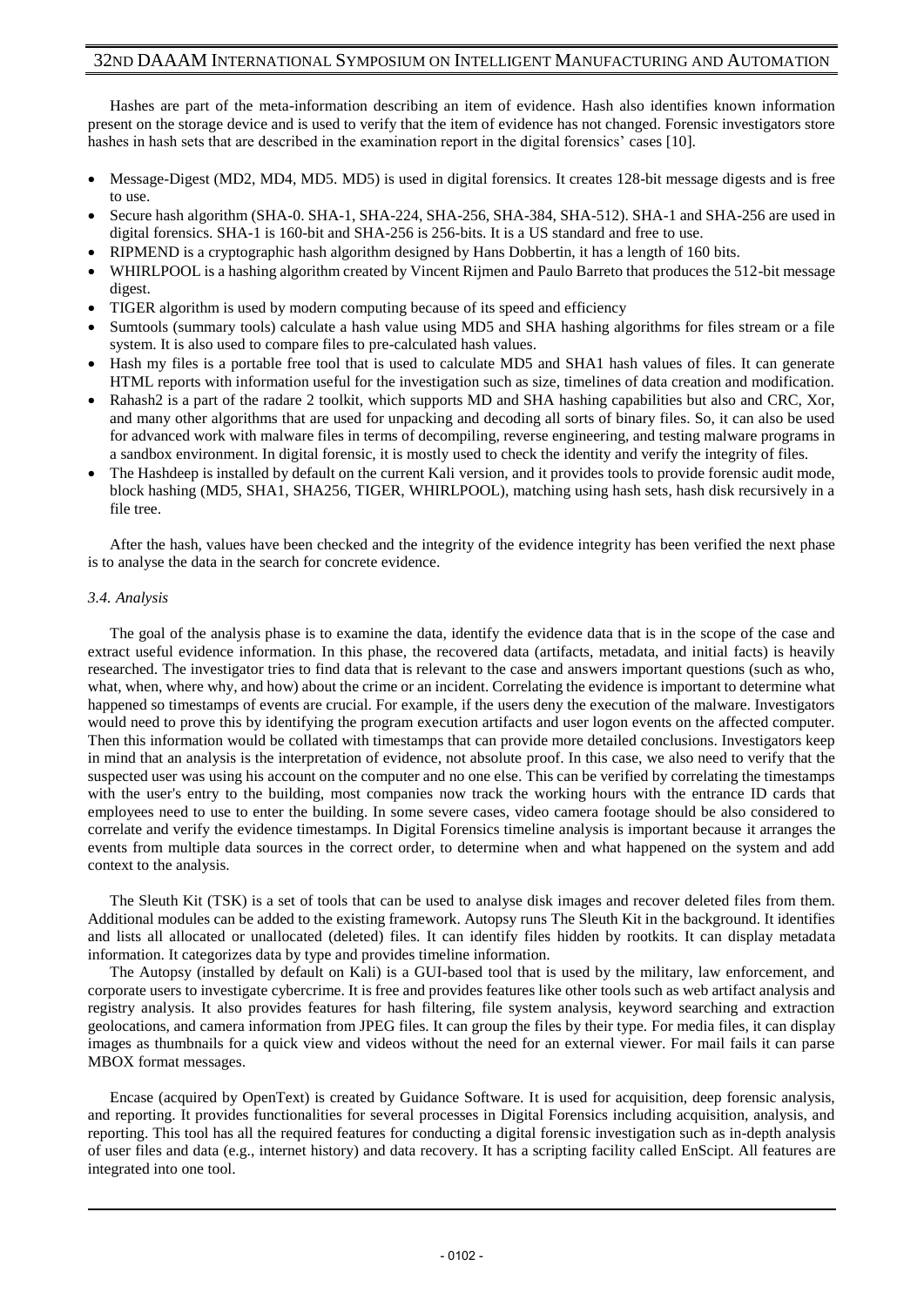Hashes are part of the meta-information describing an item of evidence. Hash also identifies known information present on the storage device and is used to verify that the item of evidence has not changed. Forensic investigators store hashes in hash sets that are described in the examination report in the digital forensics' cases [10].

- Message-Digest (MD2, MD4, MD5. MD5) is used in digital forensics. It creates 128-bit message digests and is free to use.
- Secure hash algorithm (SHA-0. SHA-1, SHA-224, SHA-256, SHA-384, SHA-512). SHA-1 and SHA-256 are used in digital forensics. SHA-1 is 160-bit and SHA-256 is 256-bits. It is a US standard and free to use.
- RIPMEND is a cryptographic hash algorithm designed by Hans Dobbertin, it has a length of 160 bits.
- WHIRLPOOL is a hashing algorithm created by Vincent Rijmen and Paulo Barreto that produces the 512-bit message digest.
- TIGER algorithm is used by modern computing because of its speed and efficiency
- Sumtools (summary tools) calculate a hash value using MD5 and SHA hashing algorithms for files stream or a file system. It is also used to compare files to pre-calculated hash values.
- Hash my files is a portable free tool that is used to calculate MD5 and SHA1 hash values of files. It can generate HTML reports with information useful for the investigation such as size, timelines of data creation and modification.
- Rahash2 is a part of the radare 2 toolkit, which supports MD and SHA hashing capabilities but also and CRC, Xor, and many other algorithms that are used for unpacking and decoding all sorts of binary files. So, it can also be used for advanced work with malware files in terms of decompiling, reverse engineering, and testing malware programs in a sandbox environment. In digital forensic, it is mostly used to check the identity and verify the integrity of files.
- The Hashdeep is installed by default on the current Kali version, and it provides tools to provide forensic audit mode, block hashing (MD5, SHA1, SHA256, TIGER, WHIRLPOOL), matching using hash sets, hash disk recursively in a file tree.

After the hash, values have been checked and the integrity of the evidence integrity has been verified the next phase is to analyse the data in the search for concrete evidence.

### *3.4. Analysis*

The goal of the analysis phase is to examine the data, identify the evidence data that is in the scope of the case and extract useful evidence information. In this phase, the recovered data (artifacts, metadata, and initial facts) is heavily researched. The investigator tries to find data that is relevant to the case and answers important questions (such as who, what, when, where why, and how) about the crime or an incident. Correlating the evidence is important to determine what happened so timestamps of events are crucial. For example, if the users deny the execution of the malware. Investigators would need to prove this by identifying the program execution artifacts and user logon events on the affected computer. Then this information would be collated with timestamps that can provide more detailed conclusions. Investigators keep in mind that an analysis is the interpretation of evidence, not absolute proof. In this case, we also need to verify that the suspected user was using his account on the computer and no one else. This can be verified by correlating the timestamps with the user's entry to the building, most companies now track the working hours with the entrance ID cards that employees need to use to enter the building. In some severe cases, video camera footage should be also considered to correlate and verify the evidence timestamps. In Digital Forensics timeline analysis is important because it arranges the events from multiple data sources in the correct order, to determine when and what happened on the system and add context to the analysis.

The Sleuth Kit (TSK) is a set of tools that can be used to analyse disk images and recover deleted files from them. Additional modules can be added to the existing framework. Autopsy runs The Sleuth Kit in the background. It identifies and lists all allocated or unallocated (deleted) files. It can identify files hidden by rootkits. It can display metadata information. It categorizes data by type and provides timeline information.

The Autopsy (installed by default on Kali) is a GUI-based tool that is used by the military, law enforcement, and corporate users to investigate cybercrime. It is free and provides features like other tools such as web artifact analysis and registry analysis. It also provides features for hash filtering, file system analysis, keyword searching and extraction geolocations, and camera information from JPEG files. It can group the files by their type. For media files, it can display images as thumbnails for a quick view and videos without the need for an external viewer. For mail fails it can parse MBOX format messages.

Encase (acquired by OpenText) is created by Guidance Software. It is used for acquisition, deep forensic analysis, and reporting. It provides functionalities for several processes in Digital Forensics including acquisition, analysis, and reporting. This tool has all the required features for conducting a digital forensic investigation such as in-depth analysis of user files and data (e.g., internet history) and data recovery. It has a scripting facility called EnScipt. All features are integrated into one tool.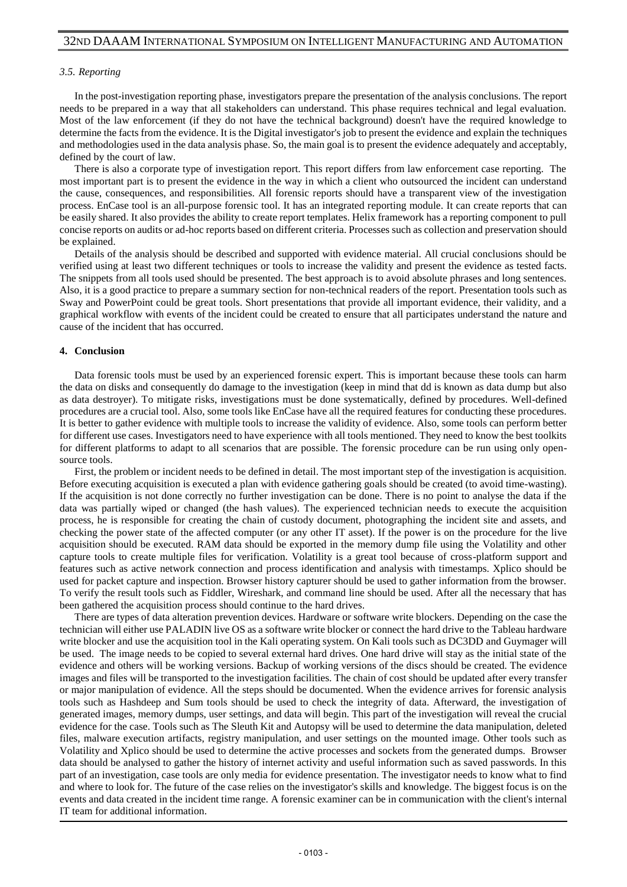### *3.5. Reporting*

In the post-investigation reporting phase, investigators prepare the presentation of the analysis conclusions. The report needs to be prepared in a way that all stakeholders can understand. This phase requires technical and legal evaluation. Most of the law enforcement (if they do not have the technical background) doesn't have the required knowledge to determine the facts from the evidence. It is the Digital investigator's job to present the evidence and explain the techniques and methodologies used in the data analysis phase. So, the main goal is to present the evidence adequately and acceptably, defined by the court of law.

There is also a corporate type of investigation report. This report differs from law enforcement case reporting. The most important part is to present the evidence in the way in which a client who outsourced the incident can understand the cause, consequences, and responsibilities. All forensic reports should have a transparent view of the investigation process. EnCase tool is an all-purpose forensic tool. It has an integrated reporting module. It can create reports that can be easily shared. It also provides the ability to create report templates. Helix framework has a reporting component to pull concise reports on audits or ad-hoc reports based on different criteria. Processes such as collection and preservation should be explained.

Details of the analysis should be described and supported with evidence material. All crucial conclusions should be verified using at least two different techniques or tools to increase the validity and present the evidence as tested facts. The snippets from all tools used should be presented. The best approach is to avoid absolute phrases and long sentences. Also, it is a good practice to prepare a summary section for non-technical readers of the report. Presentation tools such as Sway and PowerPoint could be great tools. Short presentations that provide all important evidence, their validity, and a graphical workflow with events of the incident could be created to ensure that all participates understand the nature and cause of the incident that has occurred.

## 4. Conclusion

Data forensic tools must be used by an experienced forensic expert. This is important because these tools can harm the data on disks and consequently do damage to the investigation (keep in mind that dd is known as data dump but also as data destroyer). To mitigate risks, investigations must be done systematically, defined by procedures. Well-defined procedures are a crucial tool. Also, some tools like EnCase have all the required features for conducting these procedures. It is better to gather evidence with multiple tools to increase the validity of evidence. Also, some tools can perform better for different use cases. Investigators need to have experience with all tools mentioned. They need to know the best toolkits for different platforms to adapt to all scenarios that are possible. The forensic procedure can be run using only open-source tools.

First, the problem or incident needs to be defined in detail. The most important step of the investigation is acquisition. Before executing acquisition is executed a plan with evidence gathering goals should be created (to avoid time-wasting). If the acquisition is not done correctly no further investigation can be done. There is no point to analyse the data if the data was partially wiped or changed (the hash values). The experienced technician needs to execute the acquisition process, he is responsible for creating the chain of custody document, photographing the incident site and assets, and checking the power state of the affected computer (or any other IT asset). If the power is on the procedure for the live acquisition should be executed. RAM data should be exported in the memory dump file using the Volatility and other capture tools to create multiple files for verification. Volatility is a great tool because of cross-platform support and features such as active network connection and process identification and analysis with timestamps. Xplico should be used for packet capture and inspection. Browser history capturer should be used to gather information from the browser. To verify the result tools such as Fiddler, Wireshark, and command line should be used. After all the necessary that has been gathered the acquisition process should continue to the hard drives.

There are types of data alteration prevention devices. Hardware or software write blockers. Depending on the case the technician will either use PALADIN live OS as a software write blocker or connect the hard drive to the Tableau hardware write blocker and use the acquisition tool in the Kali operating system. On Kali tools such as DC3DD and Guymager will be used. The image needs to be copied to several external hard drives. One hard drive will stay as the initial state of the evidence and others will be working versions. Backup of working versions of the discs should be created. The evidence images and files will be transported to the investigation facilities. The chain of cost should be updated after every transfer or major manipulation of evidence. All the steps should be documented. When the evidence arrives for forensic analysis tools such as Hashdeep and Sum tools should be used to check the integrity of data. Afterward, the investigation of generated images, memory dumps, user settings, and data will begin. This part of the investigation will reveal the crucial evidence for the case. Tools such as The Sleuth Kit and Autopsy will be used to determine the data manipulation, deleted files, malware execution artifacts, registry manipulation, and user settings on the mounted image. Other tools such as Volatility and Xplico should be used to determine the active processes and sockets from the generated dumps. Browser data should be analysed to gather the history of internet activity and useful information such as saved passwords. In this part of an investigation, case tools are only media for evidence presentation. The investigator needs to know what to find and where to look for. The future of the case relies on the investigator's skills and knowledge. The biggest focus is on the events and data created in the incident time range. A forensic examiner can be in communication with the client's internal IT team for additional information.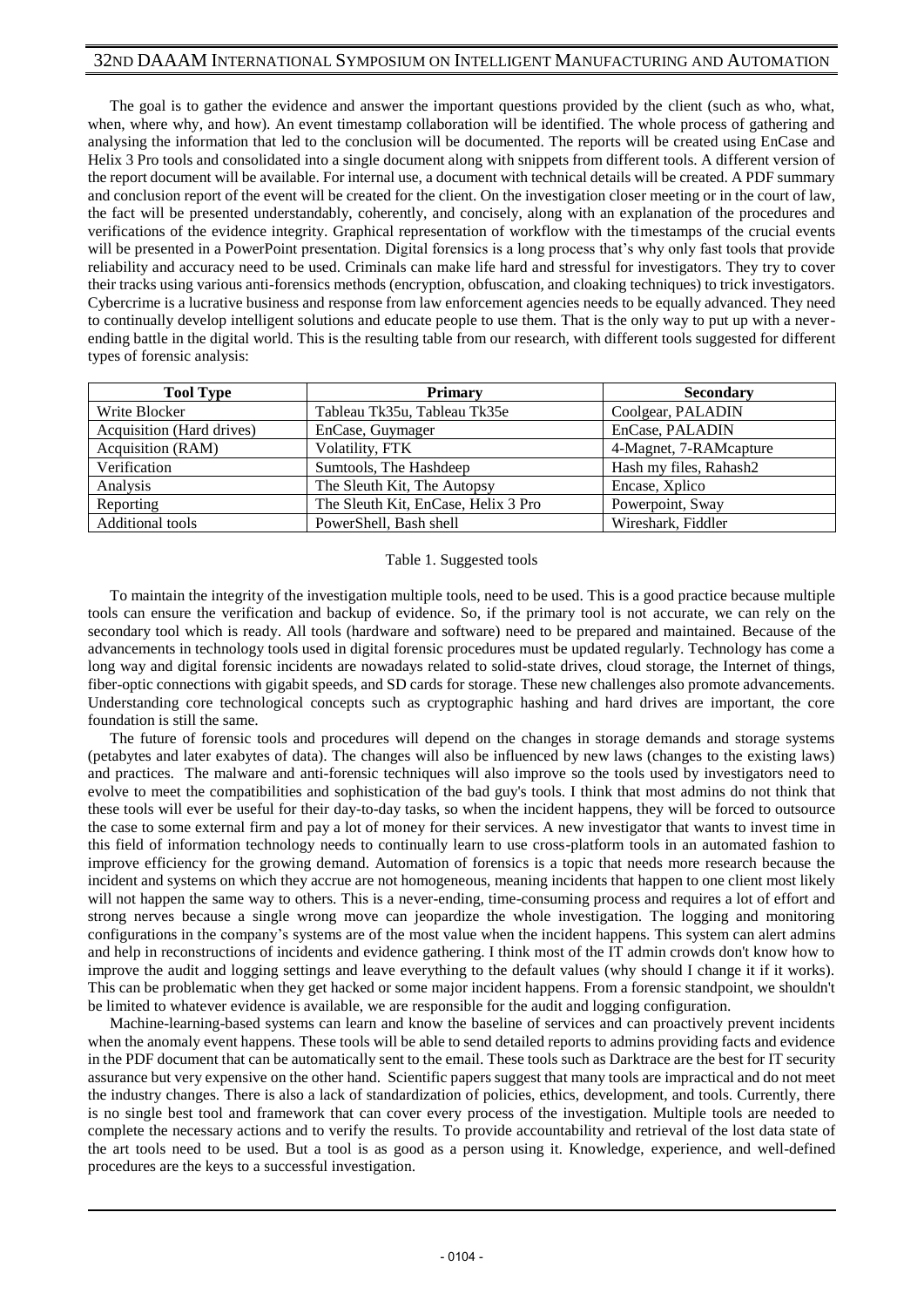The goal is to gather the evidence and answer the important questions provided by the client (such as who, what, when, where why, and how). An event timestamp collaboration will be identified. The whole process of gathering and analysing the information that led to the conclusion will be documented. The reports will be created using EnCase and Helix 3 Pro tools and consolidated into a single document along with snippets from different tools. A different version of the report document will be available. For internal use, a document with technical details will be created. A PDF summary and conclusion report of the event will be created for the client. On the investigation closer meeting or in the court of law, the fact will be presented understandably, coherently, and concisely, along with an explanation of the procedures and verifications of the evidence integrity. Graphical representation of workflow with the timestamps of the crucial events will be presented in a PowerPoint presentation. Digital forensics is a long process that's why only fast tools that provide reliability and accuracy need to be used. Criminals can make life hard and stressful for investigators. They try to cover their tracks using various anti-forensics methods (encryption, obfuscation, and cloaking techniques) to trick investigators. Cybercrime is a lucrative business and response from law enforcement agencies needs to be equally advanced. They need to continually develop intelligent solutions and educate people to use them. That is the only way to put up with a never-ending battle in the digital world. This is the resulting table from our research, with different tools suggested for different types of forensic analysis:

| Tool Type | Primary | Secondary |
| --- | --- | --- |
| Write Blocker | Tableau Tk35u, Tableau Tk35e | Coolgear, PALADIN |
| Acquisition (Hard drives) | EnCase, Guymager | EnCase, PALADIN |
| Acquisition (RAM) | Volatility, FTK | 4-Magnet, 7-RAMcapture |
| Verification | Sumtools, The Hashdeep | Hash my files, Rahash2 |
| Analysis | The Sleuth Kit, The Autopsy | Encase, Xplico |
| Reporting | The Sleuth Kit, EnCase, Helix 3 Pro | Powerpoint, Sway |
| Additional tools | PowerShell, Bash shell | Wireshark, Fiddler |

Table 1. Suggested tools

To maintain the integrity of the investigation multiple tools, need to be used. This is a good practice because multiple tools can ensure the verification and backup of evidence. So, if the primary tool is not accurate, we can rely on the secondary tool which is ready. All tools (hardware and software) need to be prepared and maintained. Because of the advancements in technology tools used in digital forensic procedures must be updated regularly. Technology has come a long way and digital forensic incidents are nowadays related to solid-state drives, cloud storage, the Internet of things, fiber-optic connections with gigabit speeds, and SD cards for storage. These new challenges also promote advancements. Understanding core technological concepts such as cryptographic hashing and hard drives are important, the core foundation is still the same.

The future of forensic tools and procedures will depend on the changes in storage demands and storage systems (petabytes and later exabytes of data). The changes will also be influenced by new laws (changes to the existing laws) and practices. The malware and anti-forensic techniques will also improve so the tools used by investigators need to evolve to meet the compatibilities and sophistication of the bad guy's tools. I think that most admins do not think that these tools will ever be useful for their day-to-day tasks, so when the incident happens, they will be forced to outsource the case to some external firm and pay a lot of money for their services. A new investigator that wants to invest time in this field of information technology needs to continually learn to use cross-platform tools in an automated fashion to improve efficiency for the growing demand. Automation of forensics is a topic that needs more research because the incident and systems on which they accrue are not homogeneous, meaning incidents that happen to one client most likely will not happen the same way to others. This is a never-ending, time-consuming process and requires a lot of effort and strong nerves because a single wrong move can jeopardize the whole investigation. The logging and monitoring configurations in the company's systems are of the most value when the incident happens. This system can alert admins and help in reconstructions of incidents and evidence gathering. I think most of the IT admin crowds don't know how to improve the audit and logging settings and leave everything to the default values (why should I change it if it works). This can be problematic when they get hacked or some major incident happens. From a forensic standpoint, we shouldn't be limited to whatever evidence is available, we are responsible for the audit and logging configuration.

Machine-learning-based systems can learn and know the baseline of services and can proactively prevent incidents when the anomaly event happens. These tools will be able to send detailed reports to admins providing facts and evidence in the PDF document that can be automatically sent to the email. These tools such as Darktrace are the best for IT security assurance but very expensive on the other hand. Scientific papers suggest that many tools are impractical and do not meet the industry changes. There is also a lack of standardization of policies, ethics, development, and tools. Currently, there is no single best tool and framework that can cover every process of the investigation. Multiple tools are needed to complete the necessary actions and to verify the results. To provide accountability and retrieval of the lost data state of the art tools need to be used. But a tool is as good as a person using it. Knowledge, experience, and well-defined procedures are the keys to a successful investigation.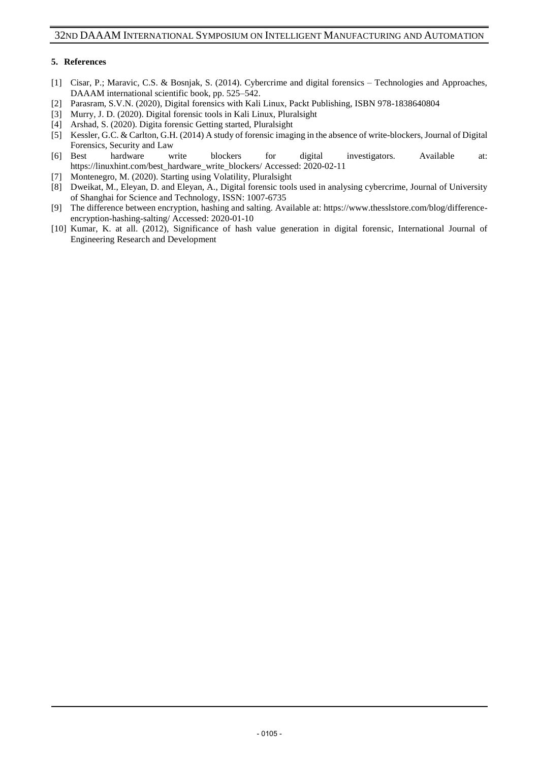### 5. References

[1] Cisar, P.; Maravic, C.S. & Bosnjak, S. (2014). Cybercrime and digital forensics – Technologies and Approaches, DAAAM international scientific book, pp. 525–542.

[2] Parasram, S.V.N. (2020), Digital forensics with Kali Linux, Packt Publishing, ISBN 978-1838640804

[3] Murry, J. D. (2020). Digital forensic tools in Kali Linux, Pluralsight

[4] Arshad, S. (2020). Digita forensic Getting started, Pluralsight

[5] Kessler, G.C. & Carlton, G.H. (2014) A study of forensic imaging in the absence of write-blockers, Journal of Digital Forensics, Security and Law

[6] Best hardware write blockers for digital investigators. Available at: https://linuxhint.com/best_hardware_write_blockers/ Accessed: 2020-02-11

[7] Montenegro, M. (2020). Starting using Volatility, Pluralsight

[8] Dweikat, M., Eleyan, D. and Eleyan, A., Digital forensic tools used in analysing cybercrime, Journal of University of Shanghai for Science and Technology, ISSN: 1007-6735

[9] The difference between encryption, hashing and salting. Available at: https://www.thesslstore.com/blog/difference-encryption-hashing-salting/ Accessed: 2020-01-10

[10] Kumar, K. at all. (2012), Significance of hash value generation in digital forensic, International Journal of Engineering Research and Development